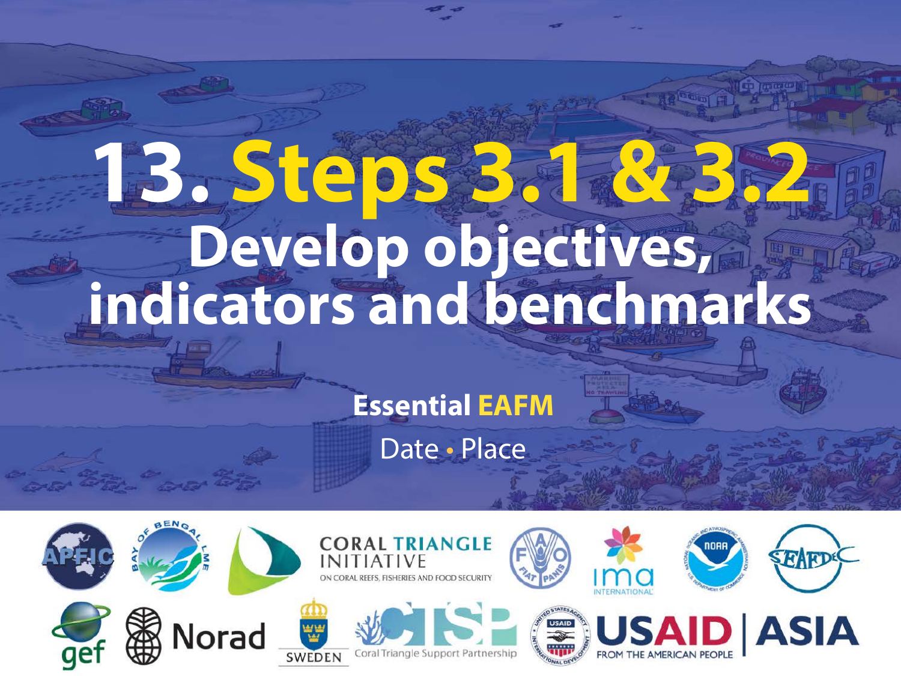# 13. Steps 3.1 & 3.2

## Develop objectives, indicators and benchmarks

**Essential EAFM**

Date • Place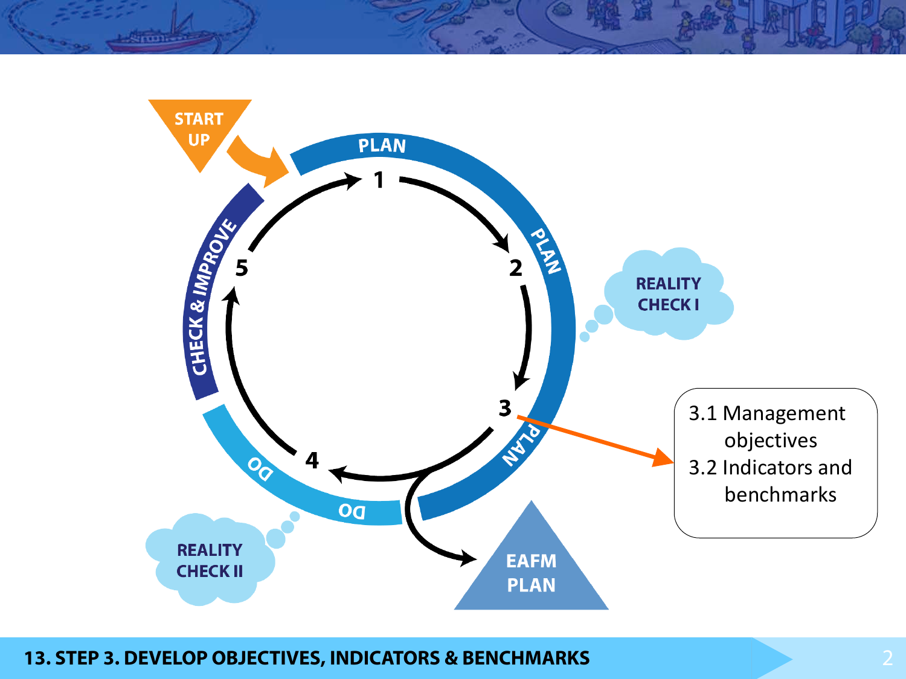START UP

PLAN

1

2

3

4

5

PLAN

PLAN

DO

DO

CHECK & IMPROVE

REALITY CHECK I

REALITY CHECK II

EAFM PLAN

3.1 Management objectives
3.2 Indicators and benchmarks

**13. STEP 3. DEVELOP OBJECTIVES, INDICATORS & BENCHMARKS**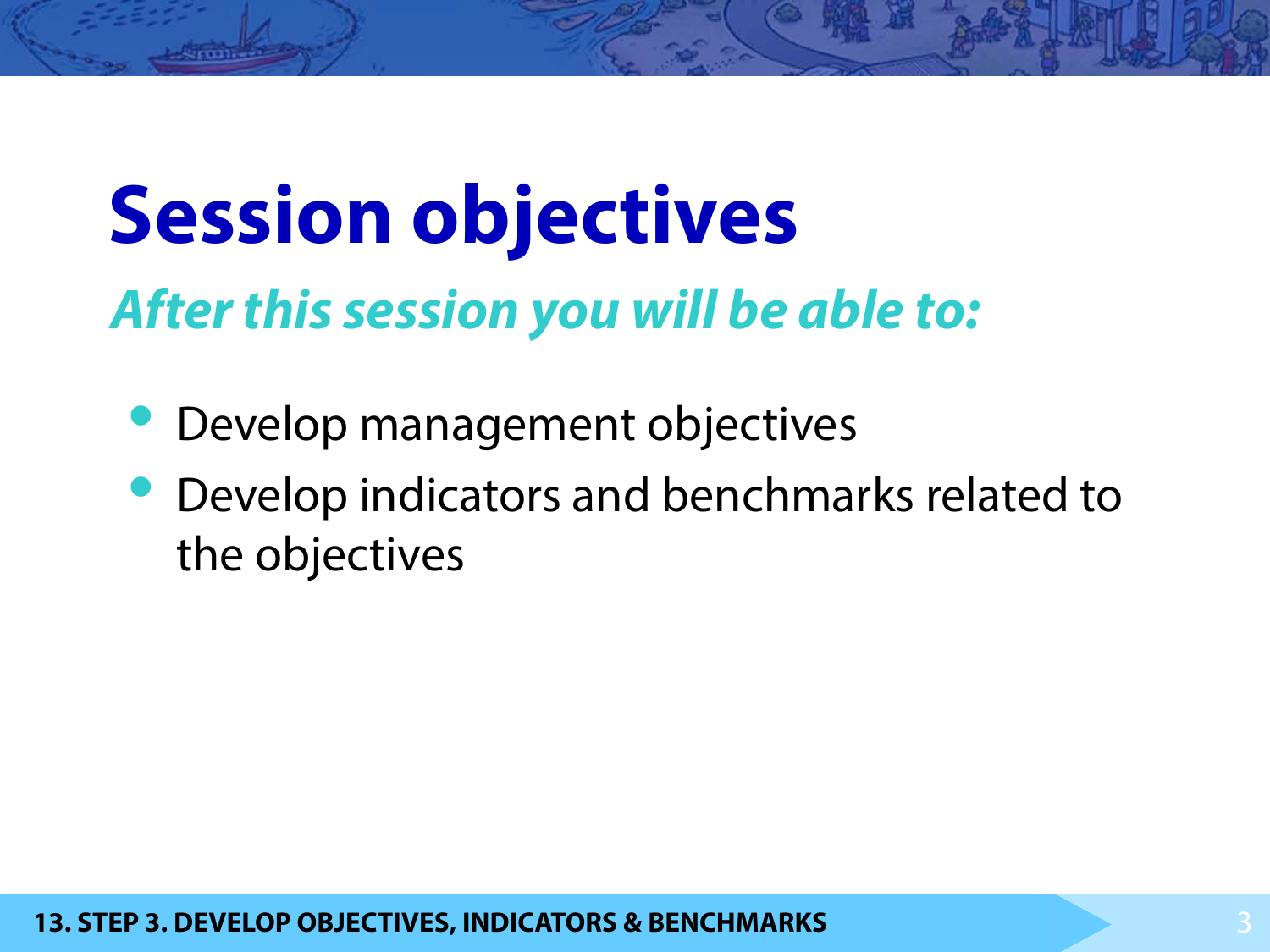# Session objectives

***After this session you will be able to:***

- Develop management objectives
- Develop indicators and benchmarks related to the objectives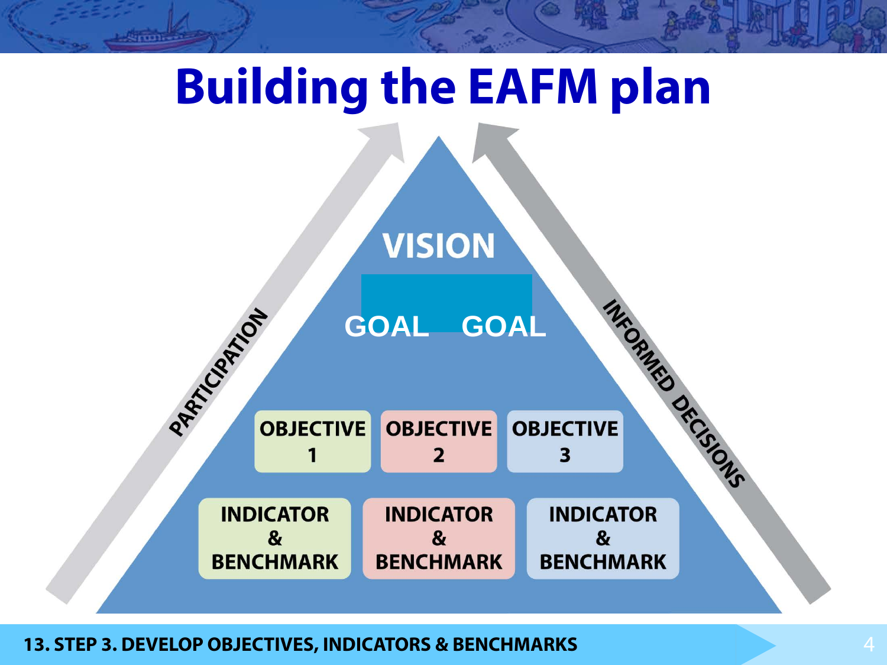# Building the EAFM plan

PARTICIPATION

INFORMED DECISIONS

VISION

GOAL GOAL

| OBJECTIVE 1 | OBJECTIVE 2 | OBJECTIVE 3 |
| --- | --- | --- |
| INDICATOR & BENCHMARK | INDICATOR & BENCHMARK | INDICATOR & BENCHMARK |

13. STEP 3. DEVELOP OBJECTIVES, INDICATORS & BENCHMARKS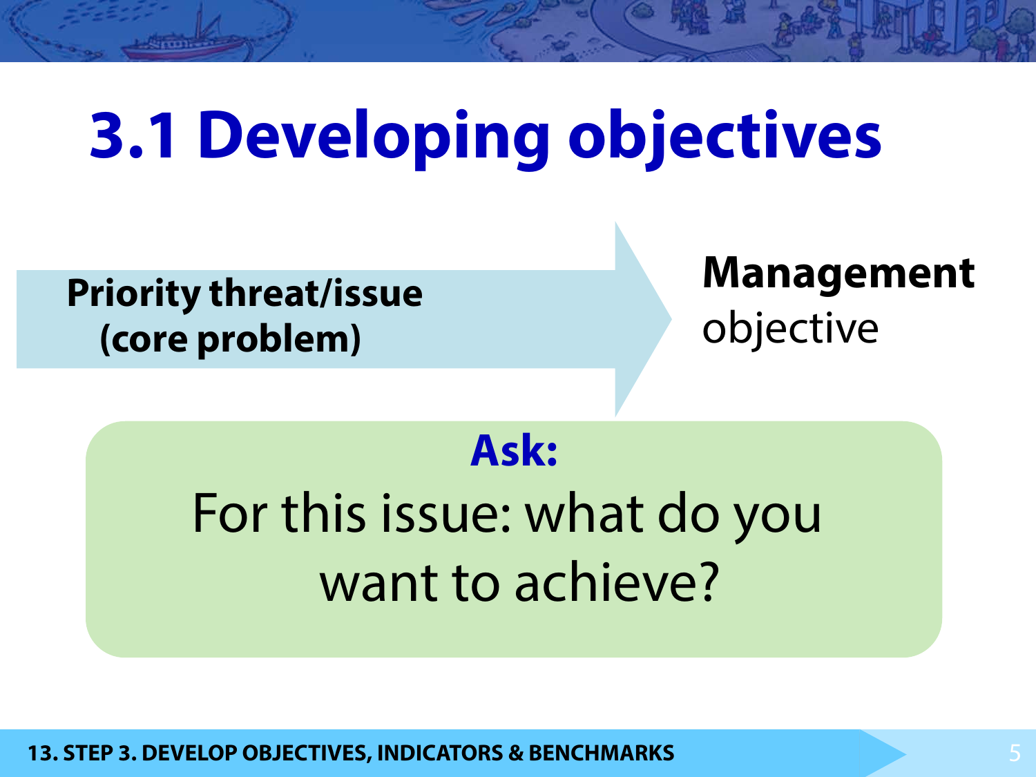# 3.1 Developing objectives

**Priority threat/issue (core problem)** → **Management** objective

**Ask:**

For this issue: what do you want to achieve?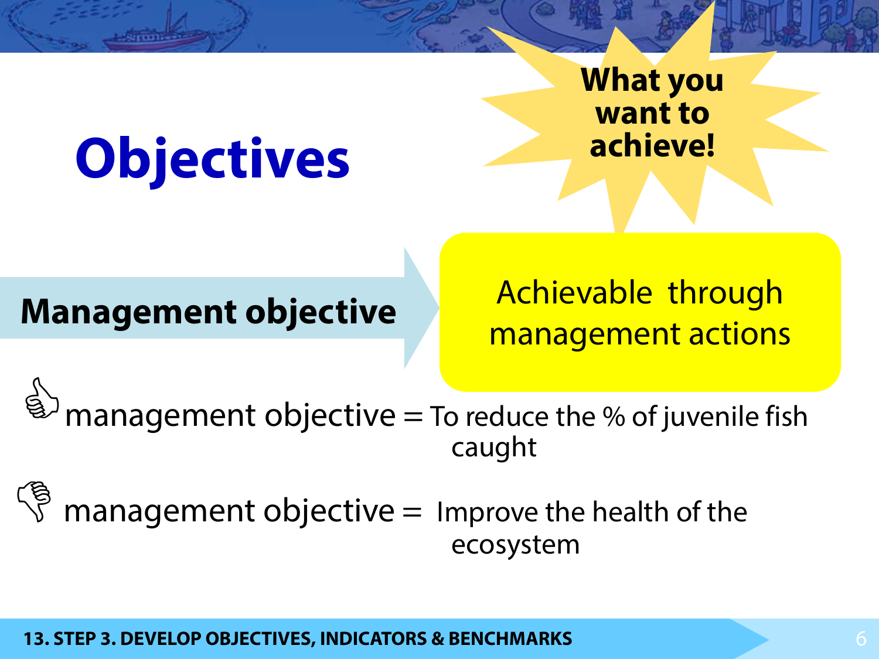# Objectives

**What you want to achieve!**

**Management objective** → Achievable through management actions

👍 management objective = To reduce the % of juvenile fish caught

👎 management objective = Improve the health of the ecosystem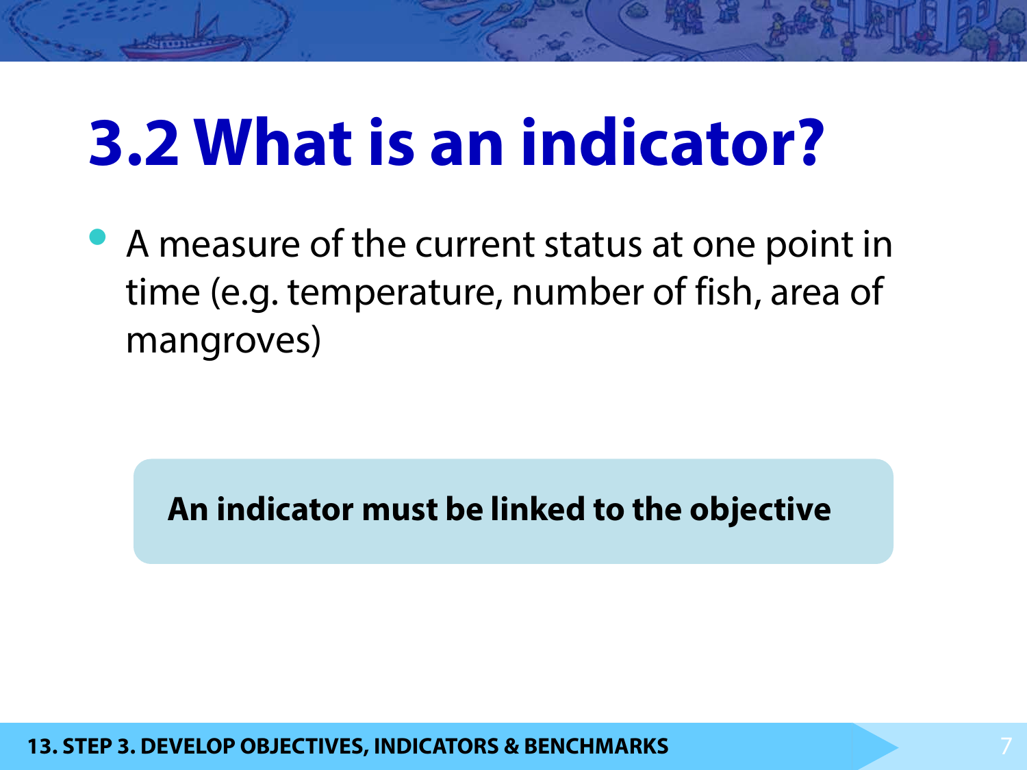# 3.2 What is an indicator?

- A measure of the current status at one point in time (e.g. temperature, number of fish, area of mangroves)

**An indicator must be linked to the objective**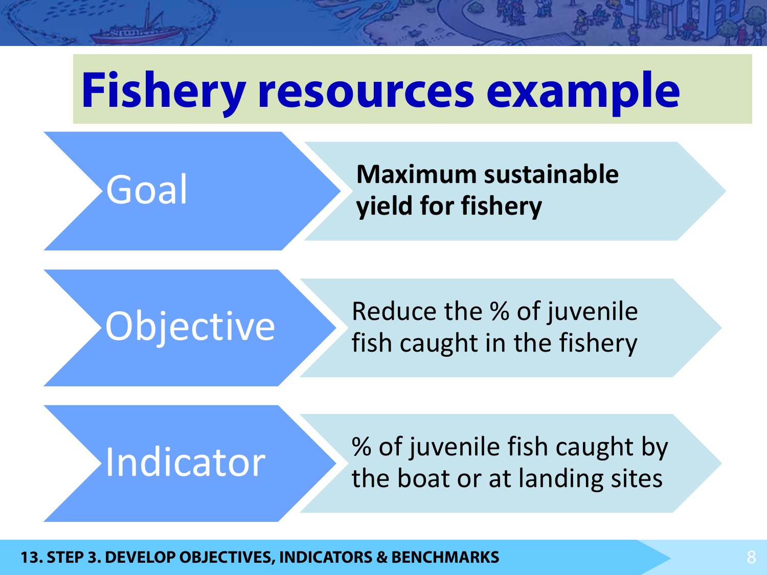# Fishery resources example

| | |
|---|---|
| Goal | **Maximum sustainable yield for fishery** |
| Objective | Reduce the % of juvenile fish caught in the fishery |
| Indicator | % of juvenile fish caught by the boat or at landing sites |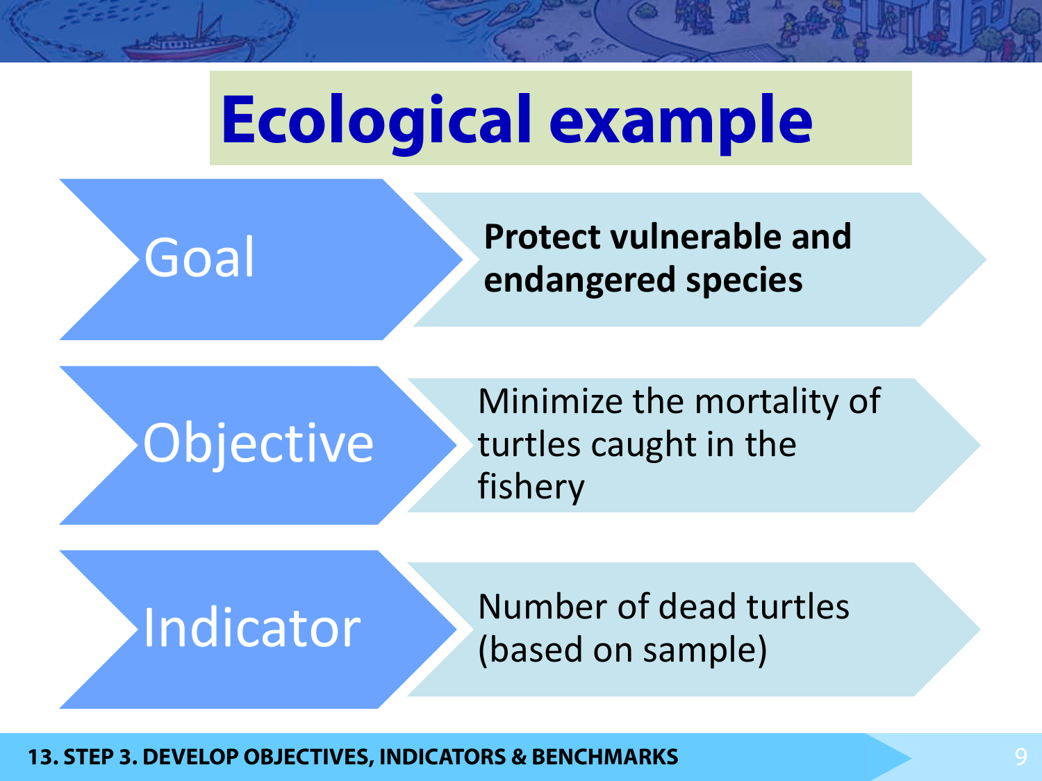# Ecological example

**Goal**: **Protect vulnerable and endangered species**

**Objective**: Minimize the mortality of turtles caught in the fishery

**Indicator**: Number of dead turtles (based on sample)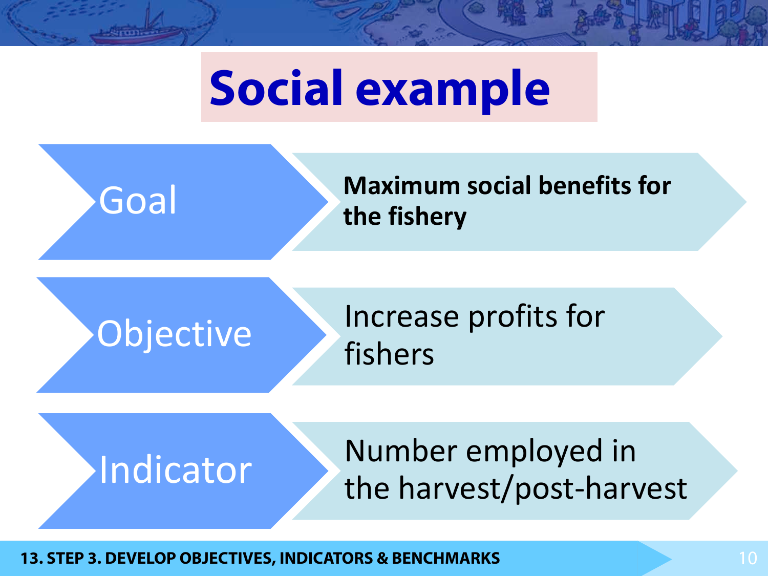# Social example

| | |
|---|---|
| Goal | **Maximum social benefits for the fishery** |
| Objective | Increase profits for fishers |
| Indicator | Number employed in the harvest/post-harvest |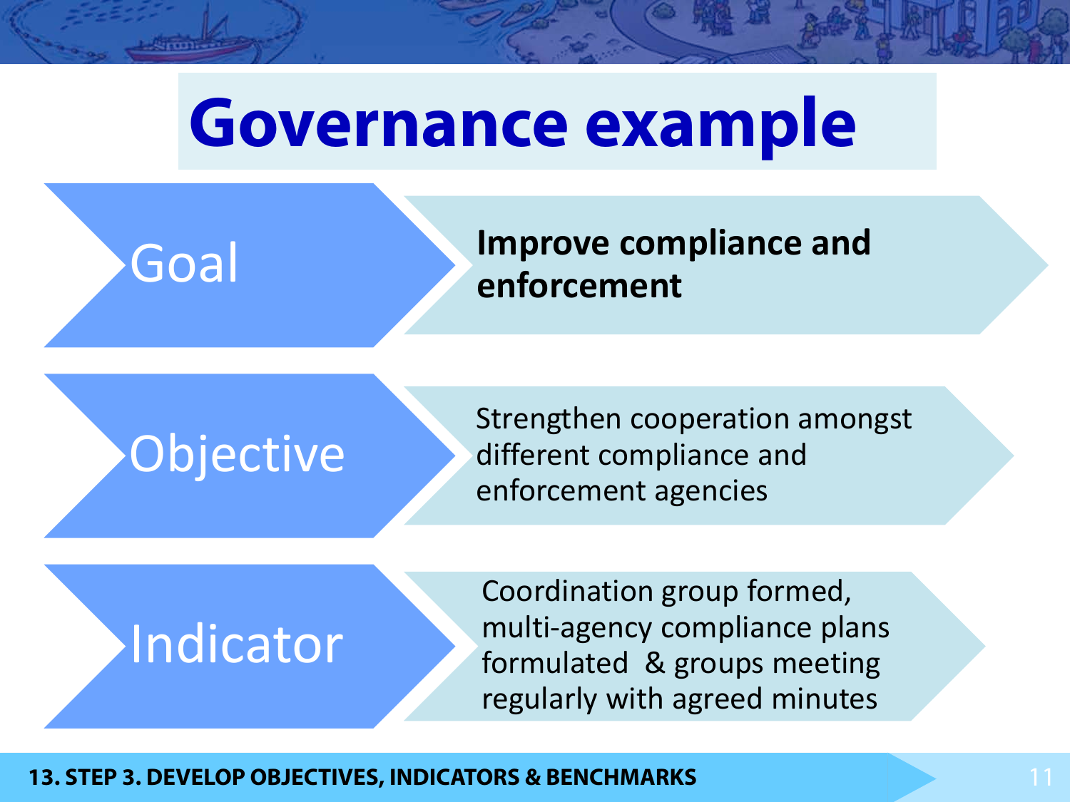# Governance example

| | |
|---|---|
| Goal | **Improve compliance and enforcement** |
| Objective | Strengthen cooperation amongst different compliance and enforcement agencies |
| Indicator | Coordination group formed, multi-agency compliance plans formulated & groups meeting regularly with agreed minutes |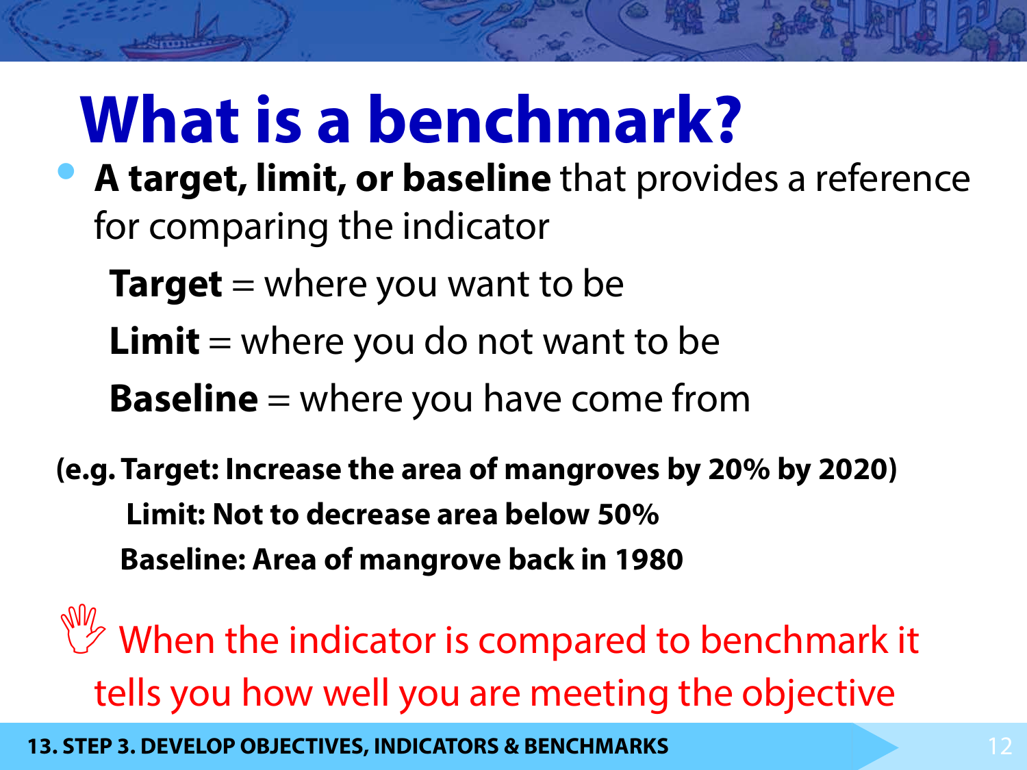# What is a benchmark?

- **A target, limit, or baseline** that provides a reference for comparing the indicator

  **Target** = where you want to be

  **Limit** = where you do not want to be

  **Baseline** = where you have come from

**(e.g. Target: Increase the area of mangroves by 20% by 2020)**

**Limit: Not to decrease area below 50%**

**Baseline: Area of mangrove back in 1980**

When the indicator is compared to benchmark it tells you how well you are meeting the objective

13. STEP 3. DEVELOP OBJECTIVES, INDICATORS & BENCHMARKS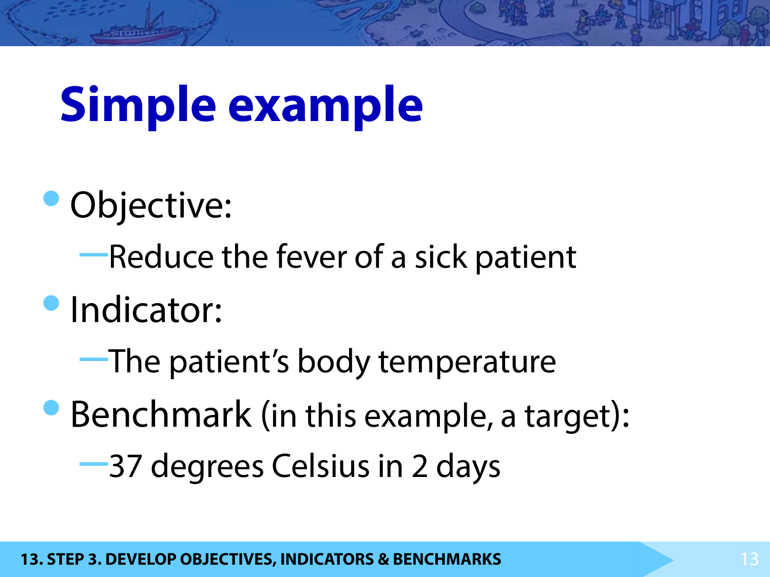# Simple example

- Objective:
  - Reduce the fever of a sick patient
- Indicator:
  - The patient's body temperature
- Benchmark (in this example, a target):
  - 37 degrees Celsius in 2 days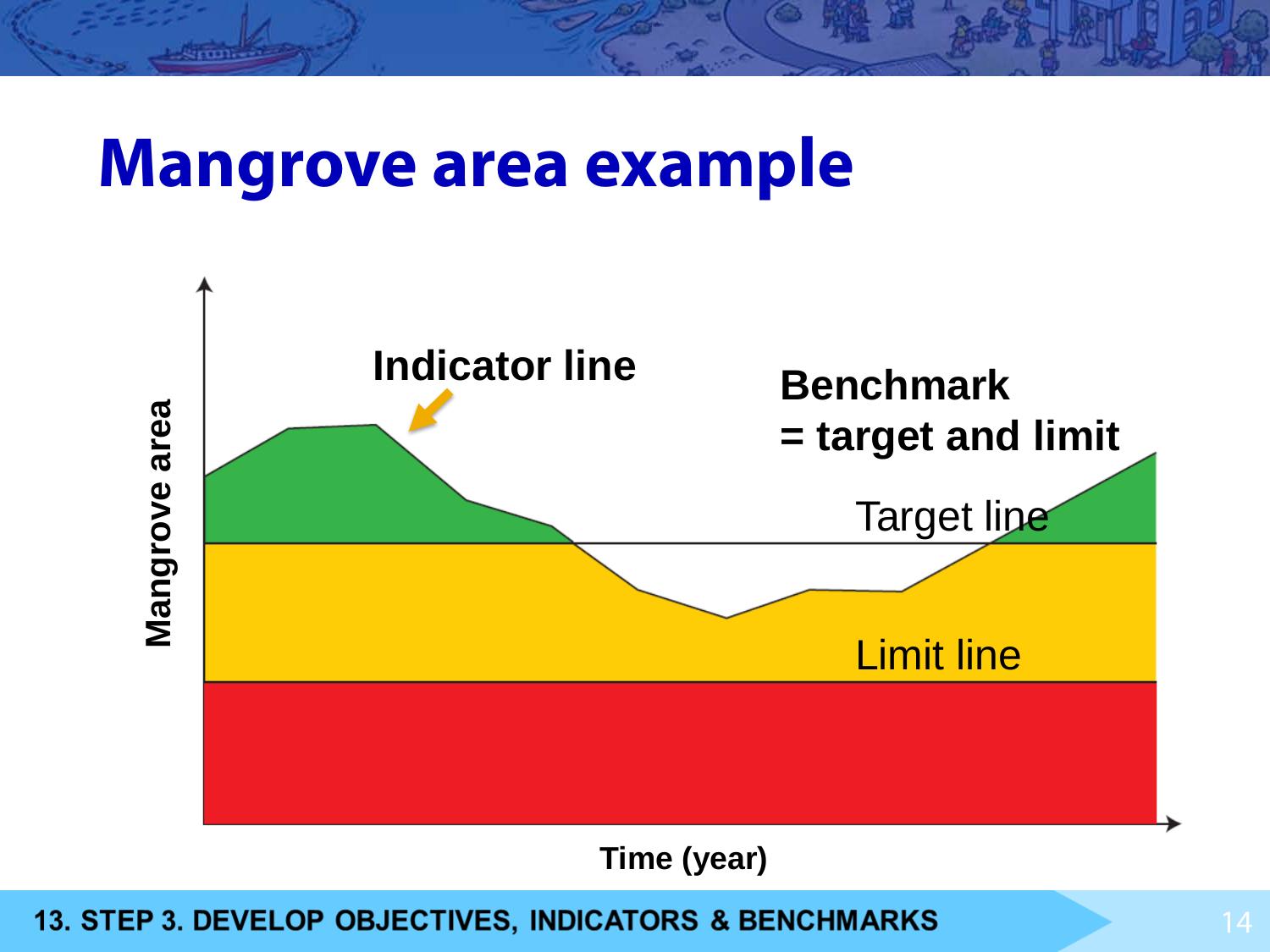# Mangrove area example

Indicator line

Benchmark
= target and limit

Target line

Limit line

Mangrove area

Time (year)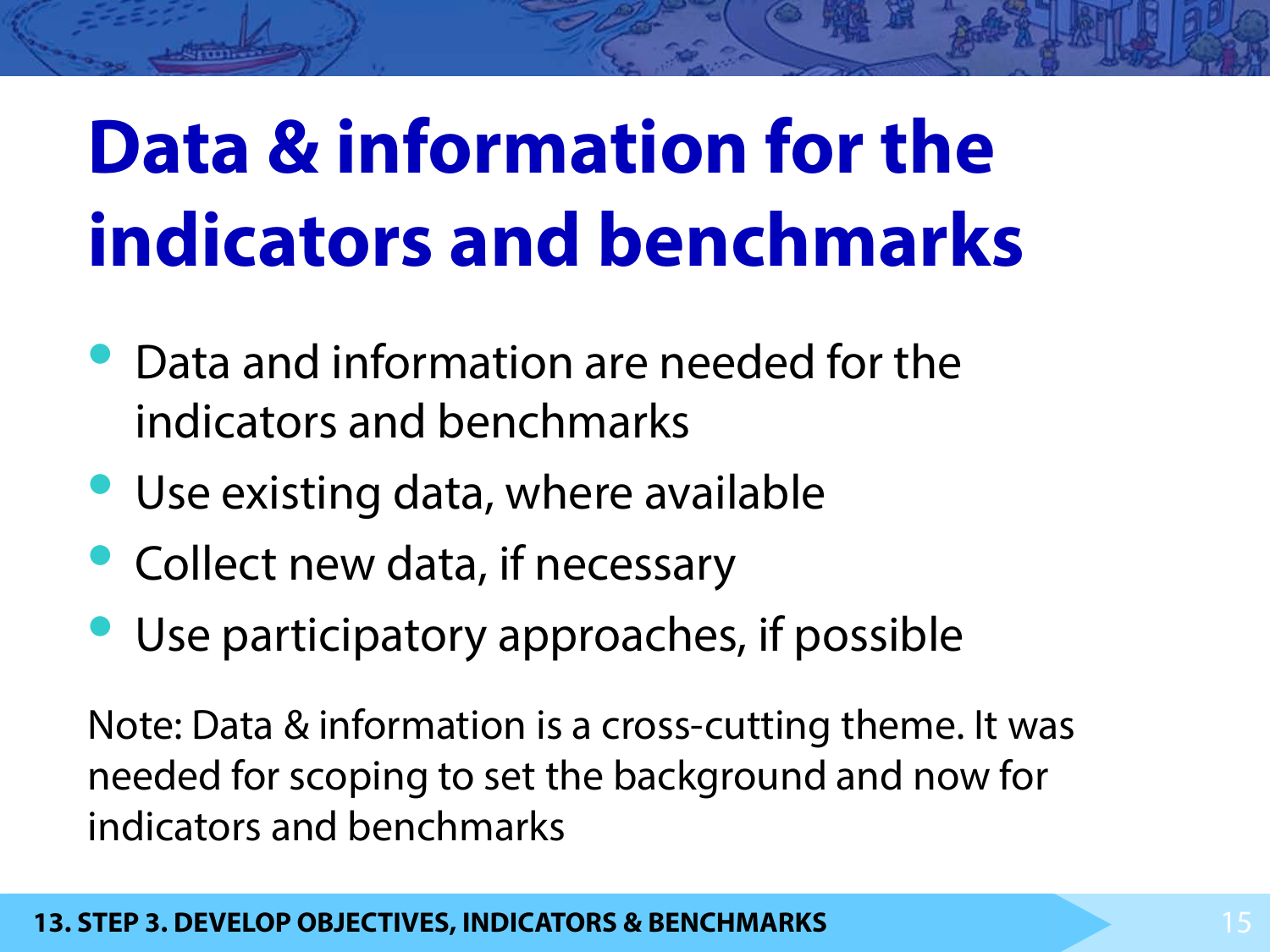# Data & information for the indicators and benchmarks

- Data and information are needed for the indicators and benchmarks
- Use existing data, where available
- Collect new data, if necessary
- Use participatory approaches, if possible

Note: Data & information is a cross-cutting theme. It was needed for scoping to set the background and now for indicators and benchmarks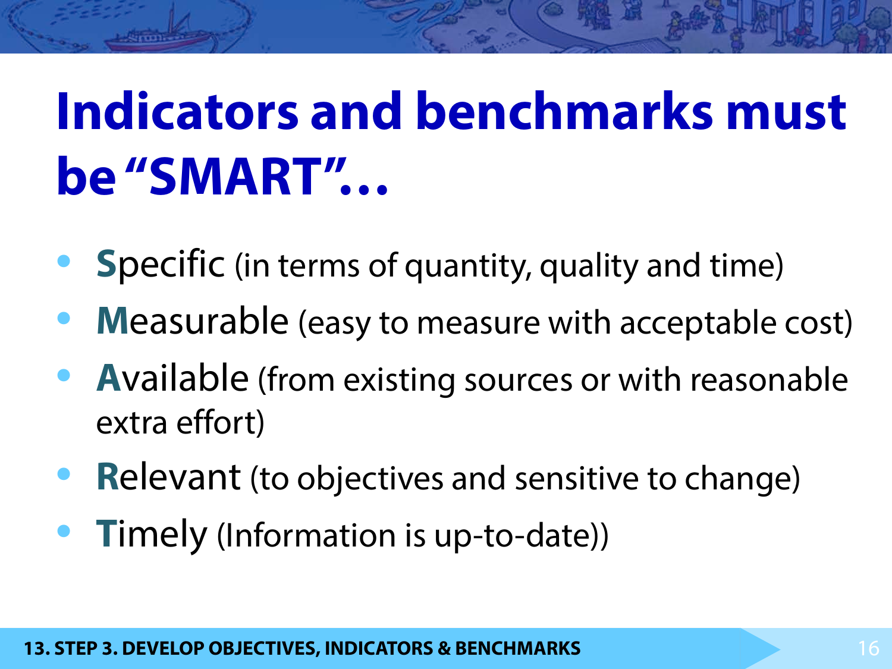# Indicators and benchmarks must be "SMART"…

- **S**pecific (in terms of quantity, quality and time)
- **M**easurable (easy to measure with acceptable cost)
- **A**vailable (from existing sources or with reasonable extra effort)
- **R**elevant (to objectives and sensitive to change)
- **T**imely (Information is up-to-date))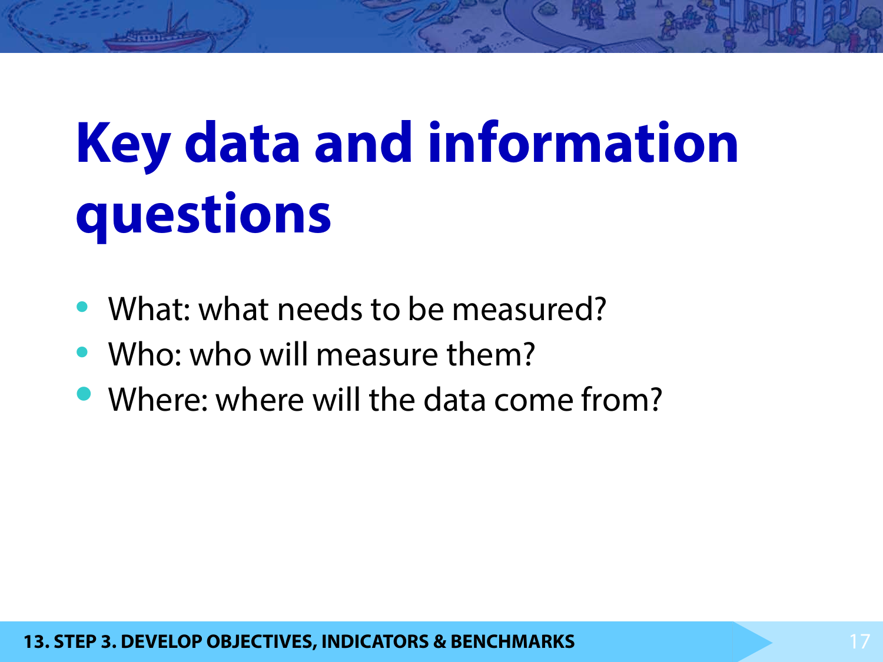# Key data and information questions

- What: what needs to be measured?
- Who: who will measure them?
- Where: where will the data come from?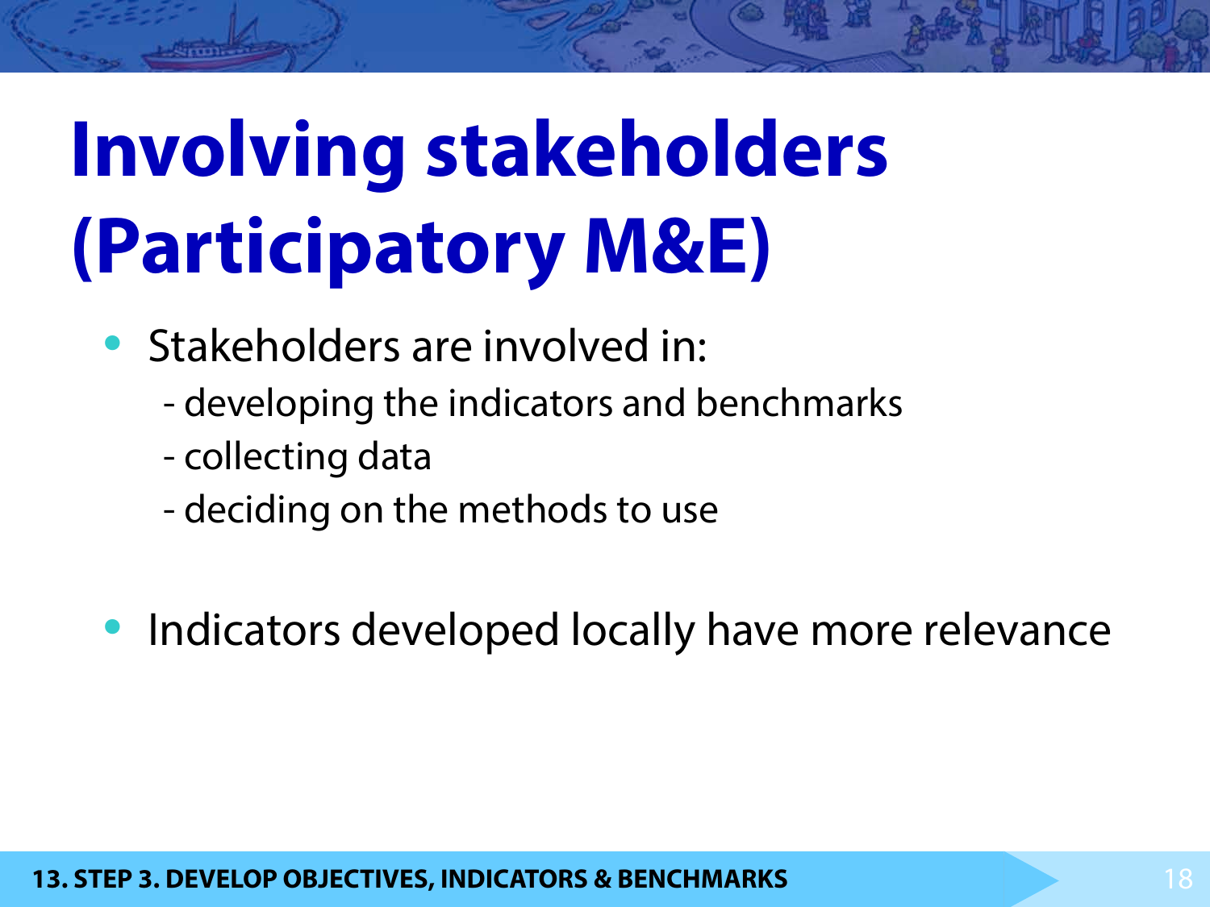# Involving stakeholders (Participatory M&E)

- Stakeholders are involved in:
  - developing the indicators and benchmarks
  - collecting data
  - deciding on the methods to use

- Indicators developed locally have more relevance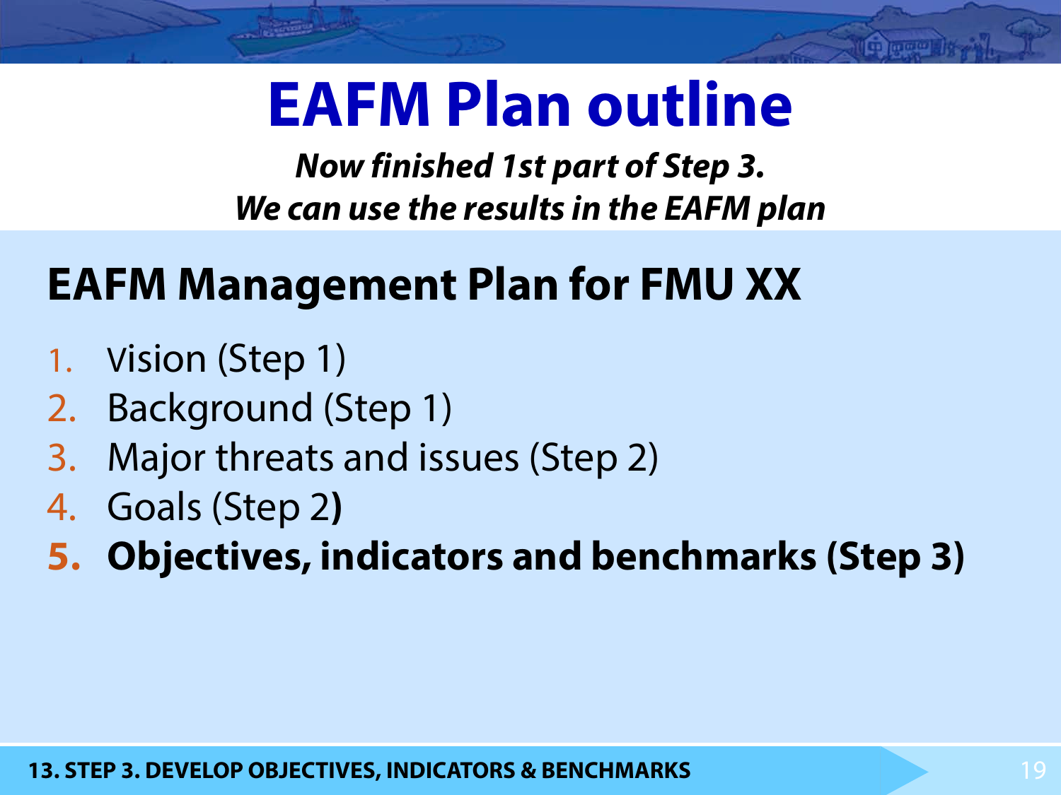# EAFM Plan outline

***Now finished 1st part of Step 3.***
***We can use the results in the EAFM plan***

## EAFM Management Plan for FMU XX

1. Vision (Step 1)
2. Background (Step 1)
3. Major threats and issues (Step 2)
4. Goals (Step 2)
5. **Objectives, indicators and benchmarks (Step 3)**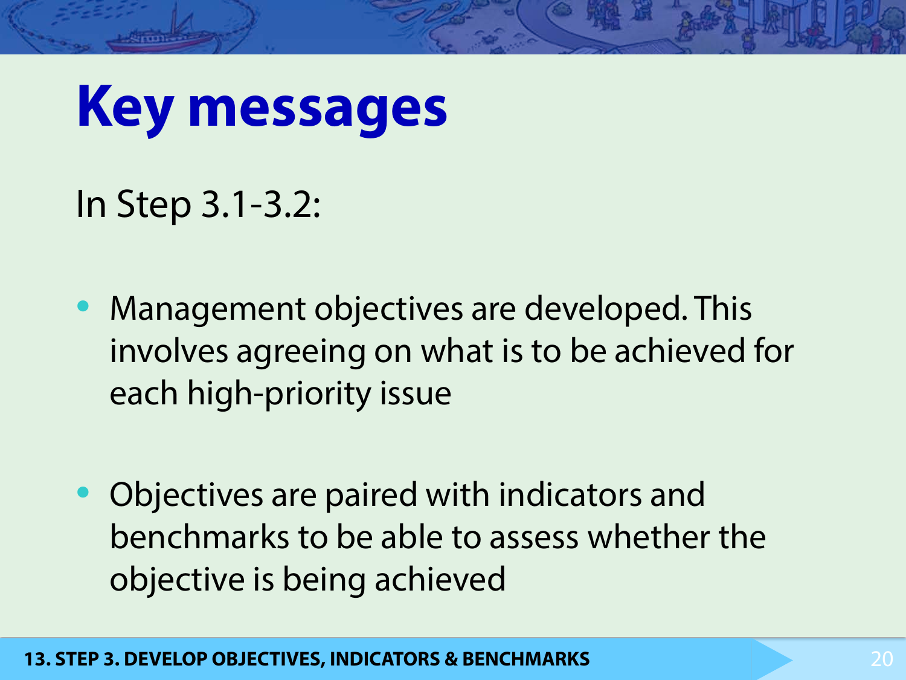# Key messages

In Step 3.1-3.2:

- Management objectives are developed. This involves agreeing on what is to be achieved for each high-priority issue
- Objectives are paired with indicators and benchmarks to be able to assess whether the objective is being achieved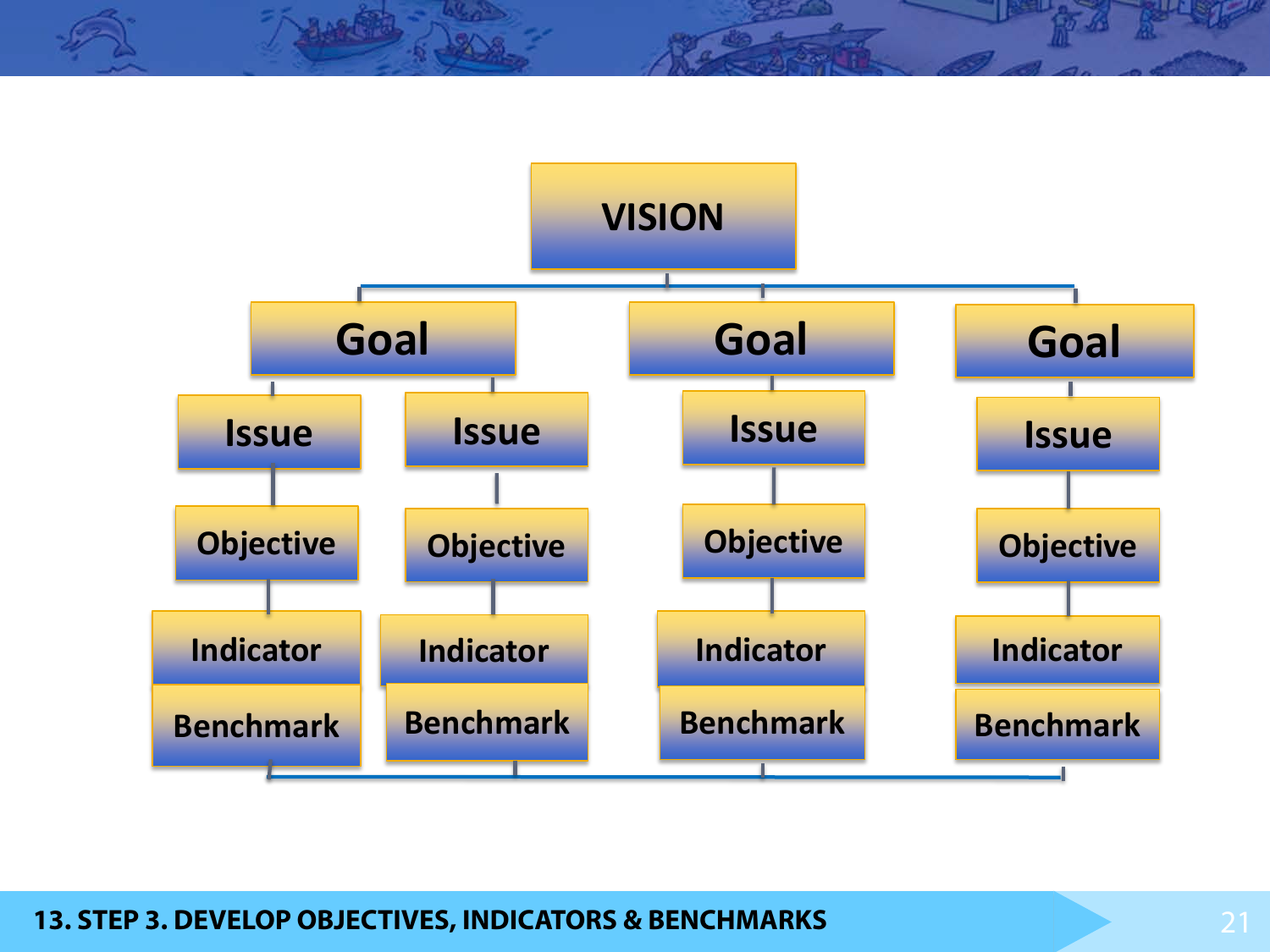VISION

| Goal | | Goal | Goal |
|---|---|---|---|
| Issue | Issue | Issue | Issue |
| Objective | Objective | Objective | Objective |
| Indicator | Indicator | Indicator | Indicator |
| Benchmark | Benchmark | Benchmark | Benchmark |

13. STEP 3. DEVELOP OBJECTIVES, INDICATORS & BENCHMARKS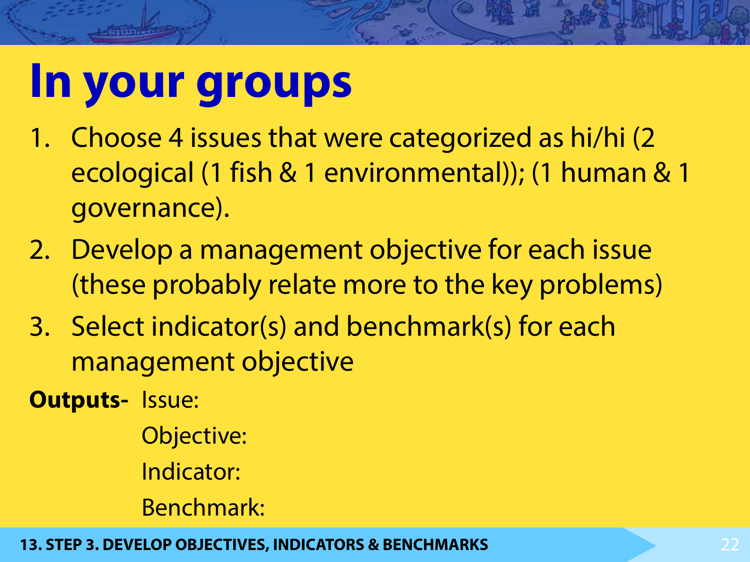# In your groups

1. Choose 4 issues that were categorized as hi/hi (2 ecological (1 fish & 1 environmental)); (1 human & 1 governance).
2. Develop a management objective for each issue (these probably relate more to the key problems)
3. Select indicator(s) and benchmark(s) for each management objective

**Outputs-** Issue:

Objective:

Indicator:

Benchmark:

13. STEP 3. DEVELOP OBJECTIVES, INDICATORS & BENCHMARKS